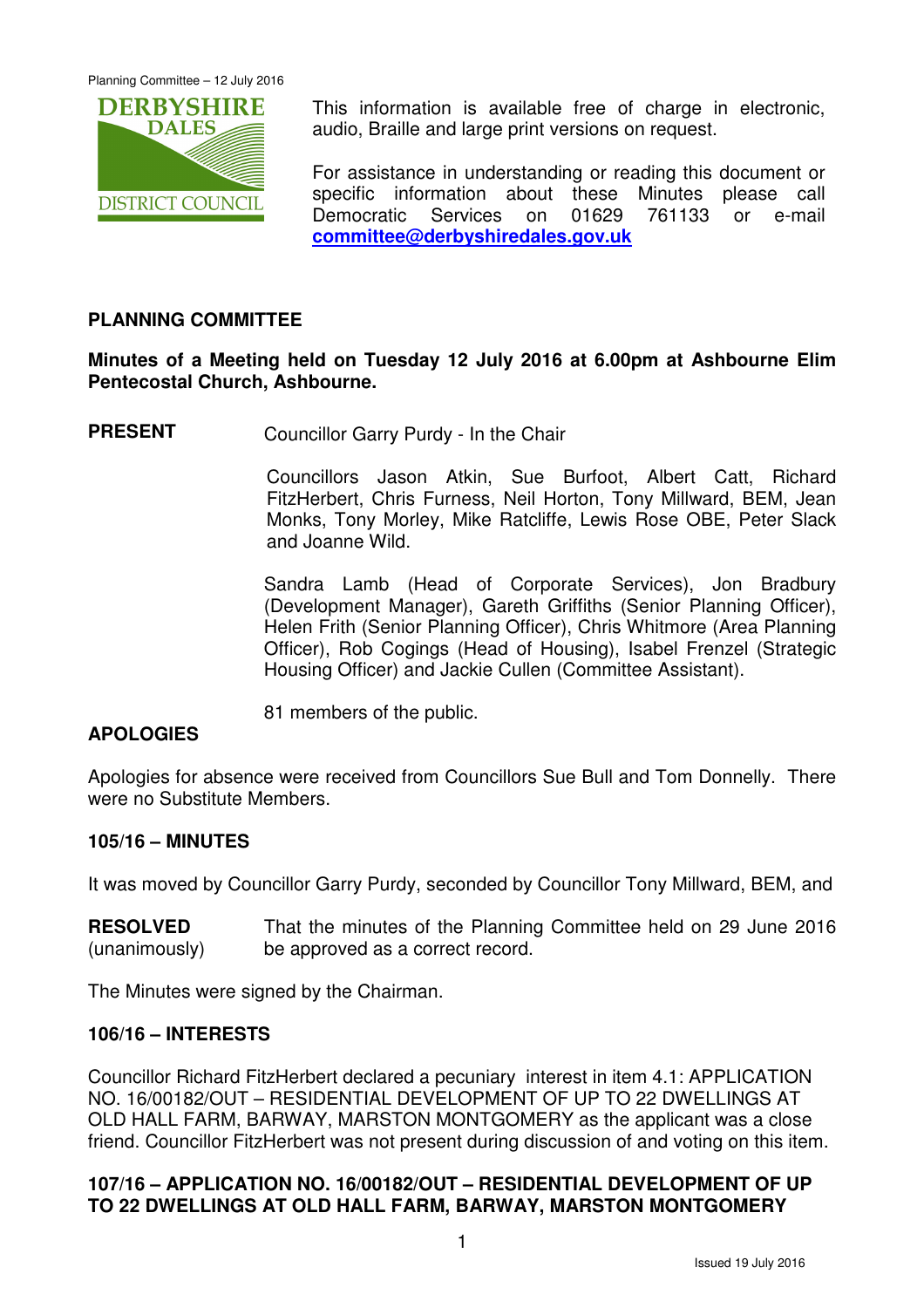This information is available free of charge in electronic, audio, Braille and large print versions on request.

For assistance in understanding or reading this document or specific information about these Minutes please call Democratic Services on 01629 761133 or e-mail **committee@derbyshiredales.gov.uk**

## PLANNING COMMITTEE

**Minutes of a Meeting held on Tuesday 12 July 2016 at 6.00pm at Ashbourne Elim Pentecostal Church, Ashbourne.**

**PRESENT** Councillor Garry Purdy - In the Chair

Councillors Jason Atkin, Sue Burfoot, Albert Catt, Richard FitzHerbert, Chris Furness, Neil Horton, Tony Millward, BEM, Jean Monks, Tony Morley, Mike Ratcliffe, Lewis Rose OBE, Peter Slack and Joanne Wild.

Sandra Lamb (Head of Corporate Services), Jon Bradbury (Development Manager), Gareth Griffiths (Senior Planning Officer), Helen Frith (Senior Planning Officer), Chris Whitmore (Area Planning Officer), Rob Cogings (Head of Housing), Isabel Frenzel (Strategic Housing Officer) and Jackie Cullen (Committee Assistant).

81 members of the public.

**APOLOGIES**

Apologies for absence were received from Councillors Sue Bull and Tom Donnelly. There were no Substitute Members.

**105/16 – MINUTES**

It was moved by Councillor Garry Purdy, seconded by Councillor Tony Millward, BEM, and

**RESOLVED** (unanimously) That the minutes of the Planning Committee held on 29 June 2016 be approved as a correct record.

The Minutes were signed by the Chairman.

**106/16 – INTERESTS**

Councillor Richard FitzHerbert declared a pecuniary interest in item 4.1: APPLICATION NO. 16/00182/OUT – RESIDENTIAL DEVELOPMENT OF UP TO 22 DWELLINGS AT OLD HALL FARM, BARWAY, MARSTON MONTGOMERY as the applicant was a close friend. Councillor FitzHerbert was not present during discussion of and voting on this item.

**107/16 – APPLICATION NO. 16/00182/OUT – RESIDENTIAL DEVELOPMENT OF UP TO 22 DWELLINGS AT OLD HALL FARM, BARWAY, MARSTON MONTGOMERY**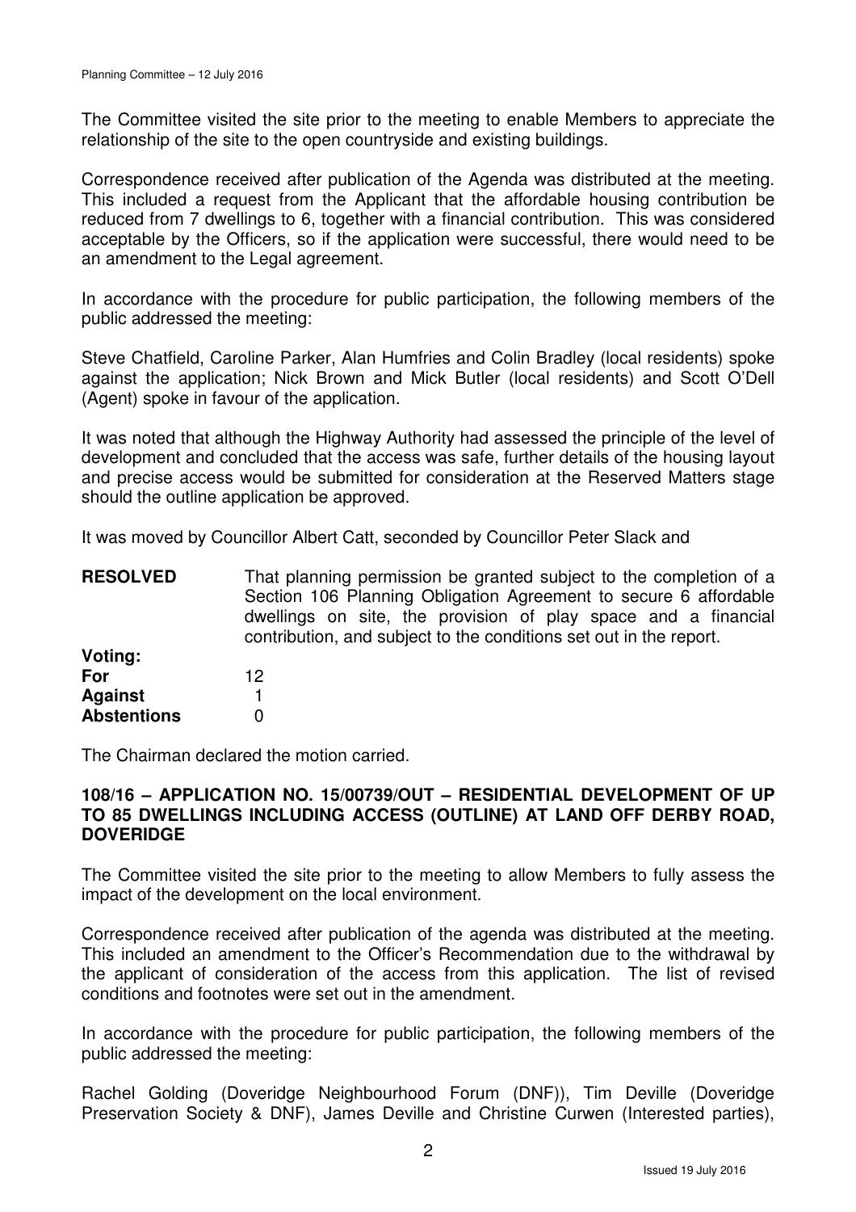The Committee visited the site prior to the meeting to enable Members to appreciate the relationship of the site to the open countryside and existing buildings.

Correspondence received after publication of the Agenda was distributed at the meeting. This included a request from the Applicant that the affordable housing contribution be reduced from 7 dwellings to 6, together with a financial contribution. This was considered acceptable by the Officers, so if the application were successful, there would need to be an amendment to the Legal agreement.

In accordance with the procedure for public participation, the following members of the public addressed the meeting:

Steve Chatfield, Caroline Parker, Alan Humfries and Colin Bradley (local residents) spoke against the application; Nick Brown and Mick Butler (local residents) and Scott O'Dell (Agent) spoke in favour of the application.

It was noted that although the Highway Authority had assessed the principle of the level of development and concluded that the access was safe, further details of the housing layout and precise access would be submitted for consideration at the Reserved Matters stage should the outline application be approved.

It was moved by Councillor Albert Catt, seconded by Councillor Peter Slack and

**RESOLVED** That planning permission be granted subject to the completion of a Section 106 Planning Obligation Agreement to secure 6 affordable dwellings on site, the provision of play space and a financial contribution, and subject to the conditions set out in the report.

**Voting:**

| | |
|---|---|
| **For** | 12 |
| **Against** | 1 |
| **Abstentions** | 0 |

The Chairman declared the motion carried.

### 108/16 – APPLICATION NO. 15/00739/OUT – RESIDENTIAL DEVELOPMENT OF UP TO 85 DWELLINGS INCLUDING ACCESS (OUTLINE) AT LAND OFF DERBY ROAD, DOVERIDGE

The Committee visited the site prior to the meeting to allow Members to fully assess the impact of the development on the local environment.

Correspondence received after publication of the agenda was distributed at the meeting. This included an amendment to the Officer's Recommendation due to the withdrawal by the applicant of consideration of the access from this application. The list of revised conditions and footnotes were set out in the amendment.

In accordance with the procedure for public participation, the following members of the public addressed the meeting:

Rachel Golding (Doveridge Neighbourhood Forum (DNF)), Tim Deville (Doveridge Preservation Society & DNF), James Deville and Christine Curwen (Interested parties),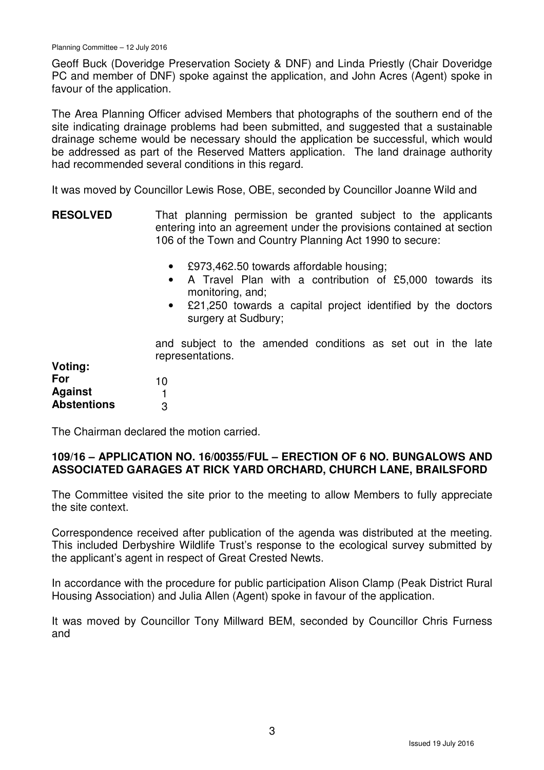Geoff Buck (Doveridge Preservation Society & DNF) and Linda Priestly (Chair Doveridge PC and member of DNF) spoke against the application, and John Acres (Agent) spoke in favour of the application.

The Area Planning Officer advised Members that photographs of the southern end of the site indicating drainage problems had been submitted, and suggested that a sustainable drainage scheme would be necessary should the application be successful, which would be addressed as part of the Reserved Matters application. The land drainage authority had recommended several conditions in this regard.

It was moved by Councillor Lewis Rose, OBE, seconded by Councillor Joanne Wild and

**RESOLVED** That planning permission be granted subject to the applicants entering into an agreement under the provisions contained at section 106 of the Town and Country Planning Act 1990 to secure:

- £973,462.50 towards affordable housing;
- A Travel Plan with a contribution of £5,000 towards its monitoring, and;
- £21,250 towards a capital project identified by the doctors surgery at Sudbury;

and subject to the amended conditions as set out in the late representations.

**Voting:**

| | |
|---|---|
| **For** | 10 |
| **Against** | 1 |
| **Abstentions** | 3 |

The Chairman declared the motion carried.

## 109/16 – APPLICATION NO. 16/00355/FUL – ERECTION OF 6 NO. BUNGALOWS AND ASSOCIATED GARAGES AT RICK YARD ORCHARD, CHURCH LANE, BRAILSFORD

The Committee visited the site prior to the meeting to allow Members to fully appreciate the site context.

Correspondence received after publication of the agenda was distributed at the meeting. This included Derbyshire Wildlife Trust's response to the ecological survey submitted by the applicant's agent in respect of Great Crested Newts.

In accordance with the procedure for public participation Alison Clamp (Peak District Rural Housing Association) and Julia Allen (Agent) spoke in favour of the application.

It was moved by Councillor Tony Millward BEM, seconded by Councillor Chris Furness and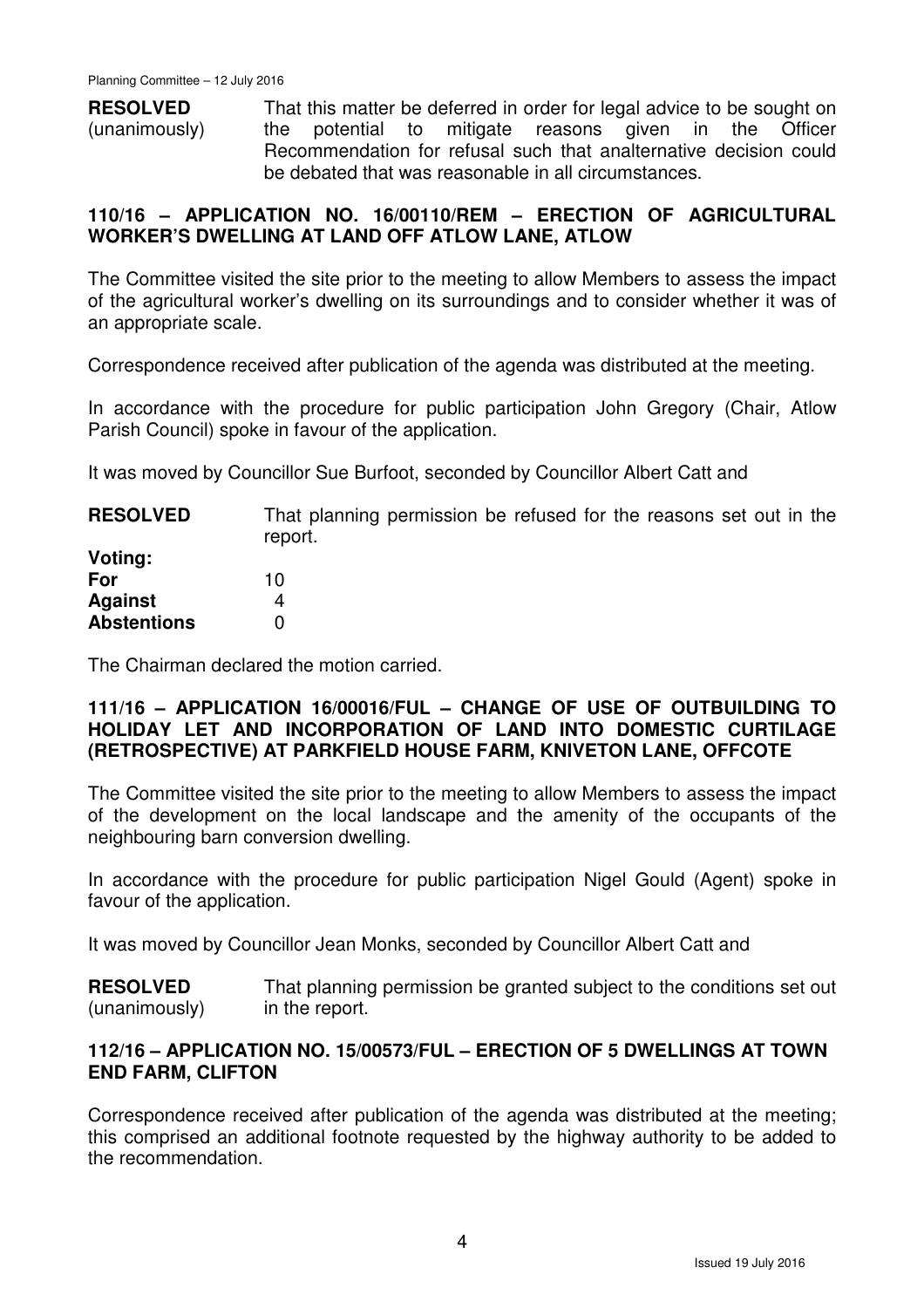**RESOLVED** (unanimously) That this matter be deferred in order for legal advice to be sought on the potential to mitigate reasons given in the Officer Recommendation for refusal such that analternative decision could be debated that was reasonable in all circumstances.

## 110/16 – APPLICATION NO. 16/00110/REM – ERECTION OF AGRICULTURAL WORKER'S DWELLING AT LAND OFF ATLOW LANE, ATLOW

The Committee visited the site prior to the meeting to allow Members to assess the impact of the agricultural worker's dwelling on its surroundings and to consider whether it was of an appropriate scale.

Correspondence received after publication of the agenda was distributed at the meeting.

In accordance with the procedure for public participation John Gregory (Chair, Atlow Parish Council) spoke in favour of the application.

It was moved by Councillor Sue Burfoot, seconded by Councillor Albert Catt and

**RESOLVED** That planning permission be refused for the reasons set out in the report.

**Voting:**
**For** 10
**Against** 4
**Abstentions** 0

The Chairman declared the motion carried.

## 111/16 – APPLICATION 16/00016/FUL – CHANGE OF USE OF OUTBUILDING TO HOLIDAY LET AND INCORPORATION OF LAND INTO DOMESTIC CURTILAGE (RETROSPECTIVE) AT PARKFIELD HOUSE FARM, KNIVETON LANE, OFFCOTE

The Committee visited the site prior to the meeting to allow Members to assess the impact of the development on the local landscape and the amenity of the occupants of the neighbouring barn conversion dwelling.

In accordance with the procedure for public participation Nigel Gould (Agent) spoke in favour of the application.

It was moved by Councillor Jean Monks, seconded by Councillor Albert Catt and

**RESOLVED** (unanimously) That planning permission be granted subject to the conditions set out in the report.

## 112/16 – APPLICATION NO. 15/00573/FUL – ERECTION OF 5 DWELLINGS AT TOWN END FARM, CLIFTON

Correspondence received after publication of the agenda was distributed at the meeting; this comprised an additional footnote requested by the highway authority to be added to the recommendation.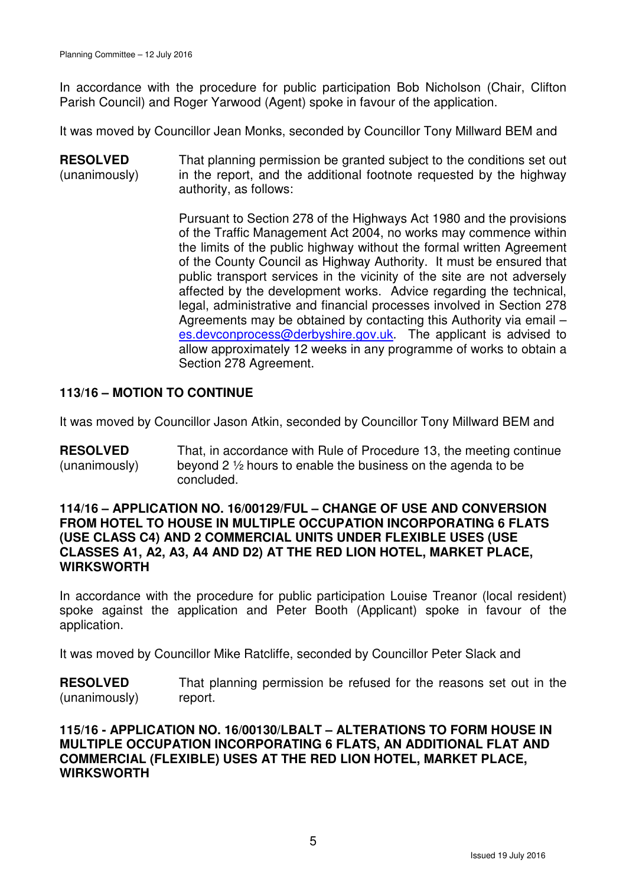In accordance with the procedure for public participation Bob Nicholson (Chair, Clifton Parish Council) and Roger Yarwood (Agent) spoke in favour of the application.

It was moved by Councillor Jean Monks, seconded by Councillor Tony Millward BEM and

**RESOLVED** (unanimously)

That planning permission be granted subject to the conditions set out in the report, and the additional footnote requested by the highway authority, as follows:

Pursuant to Section 278 of the Highways Act 1980 and the provisions of the Traffic Management Act 2004, no works may commence within the limits of the public highway without the formal written Agreement of the County Council as Highway Authority. It must be ensured that public transport services in the vicinity of the site are not adversely affected by the development works. Advice regarding the technical, legal, administrative and financial processes involved in Section 278 Agreements may be obtained by contacting this Authority via email – es.devconprocess@derbyshire.gov.uk. The applicant is advised to allow approximately 12 weeks in any programme of works to obtain a Section 278 Agreement.

**113/16 – MOTION TO CONTINUE**

It was moved by Councillor Jason Atkin, seconded by Councillor Tony Millward BEM and

**RESOLVED** (unanimously)

That, in accordance with Rule of Procedure 13, the meeting continue beyond 2 ½ hours to enable the business on the agenda to be concluded.

**114/16 – APPLICATION NO. 16/00129/FUL – CHANGE OF USE AND CONVERSION FROM HOTEL TO HOUSE IN MULTIPLE OCCUPATION INCORPORATING 6 FLATS (USE CLASS C4) AND 2 COMMERCIAL UNITS UNDER FLEXIBLE USES (USE CLASSES A1, A2, A3, A4 AND D2) AT THE RED LION HOTEL, MARKET PLACE, WIRKSWORTH**

In accordance with the procedure for public participation Louise Treanor (local resident) spoke against the application and Peter Booth (Applicant) spoke in favour of the application.

It was moved by Councillor Mike Ratcliffe, seconded by Councillor Peter Slack and

**RESOLVED** (unanimously)

That planning permission be refused for the reasons set out in the report.

**115/16 - APPLICATION NO. 16/00130/LBALT – ALTERATIONS TO FORM HOUSE IN MULTIPLE OCCUPATION INCORPORATING 6 FLATS, AN ADDITIONAL FLAT AND COMMERCIAL (FLEXIBLE) USES AT THE RED LION HOTEL, MARKET PLACE, WIRKSWORTH**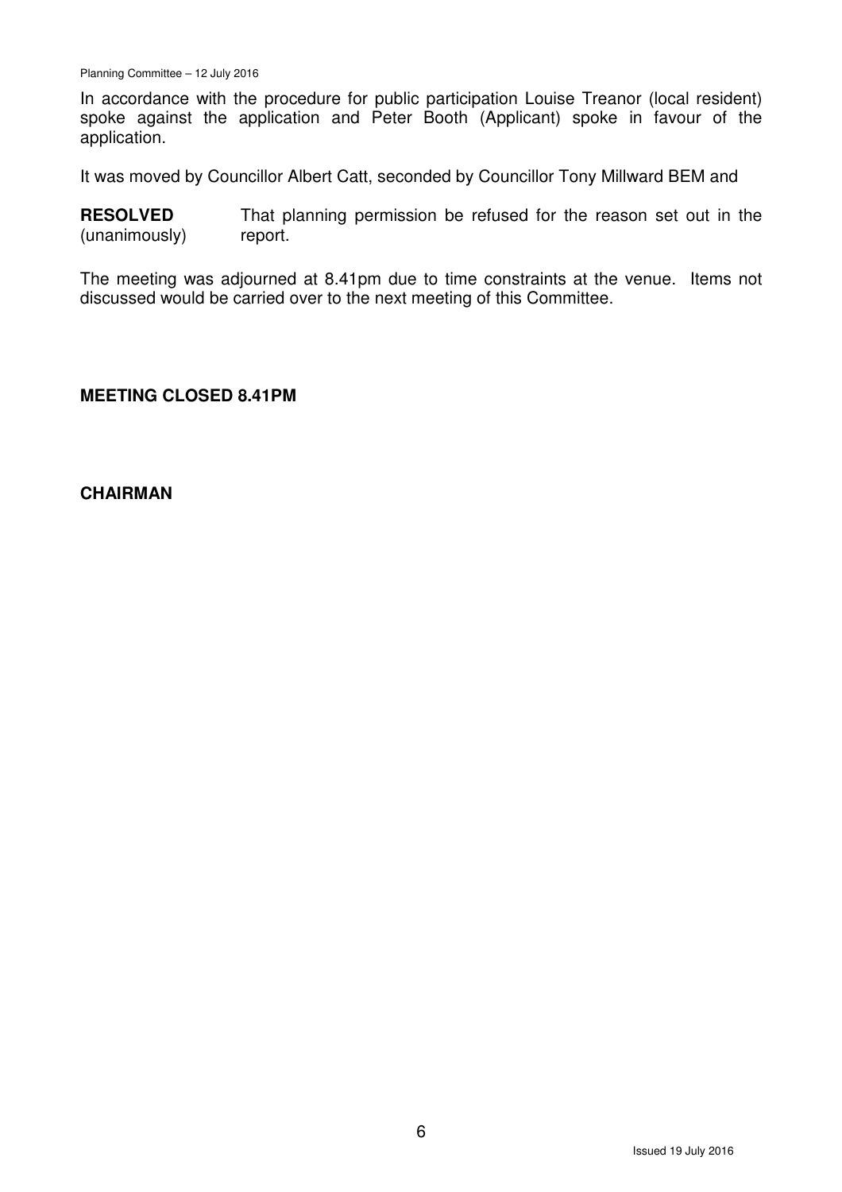In accordance with the procedure for public participation Louise Treanor (local resident) spoke against the application and Peter Booth (Applicant) spoke in favour of the application.

It was moved by Councillor Albert Catt, seconded by Councillor Tony Millward BEM and

**RESOLVED** (unanimously) That planning permission be refused for the reason set out in the report.

The meeting was adjourned at 8.41pm due to time constraints at the venue. Items not discussed would be carried over to the next meeting of this Committee.

**MEETING CLOSED 8.41PM**

**CHAIRMAN**

Issued 19 July 2016